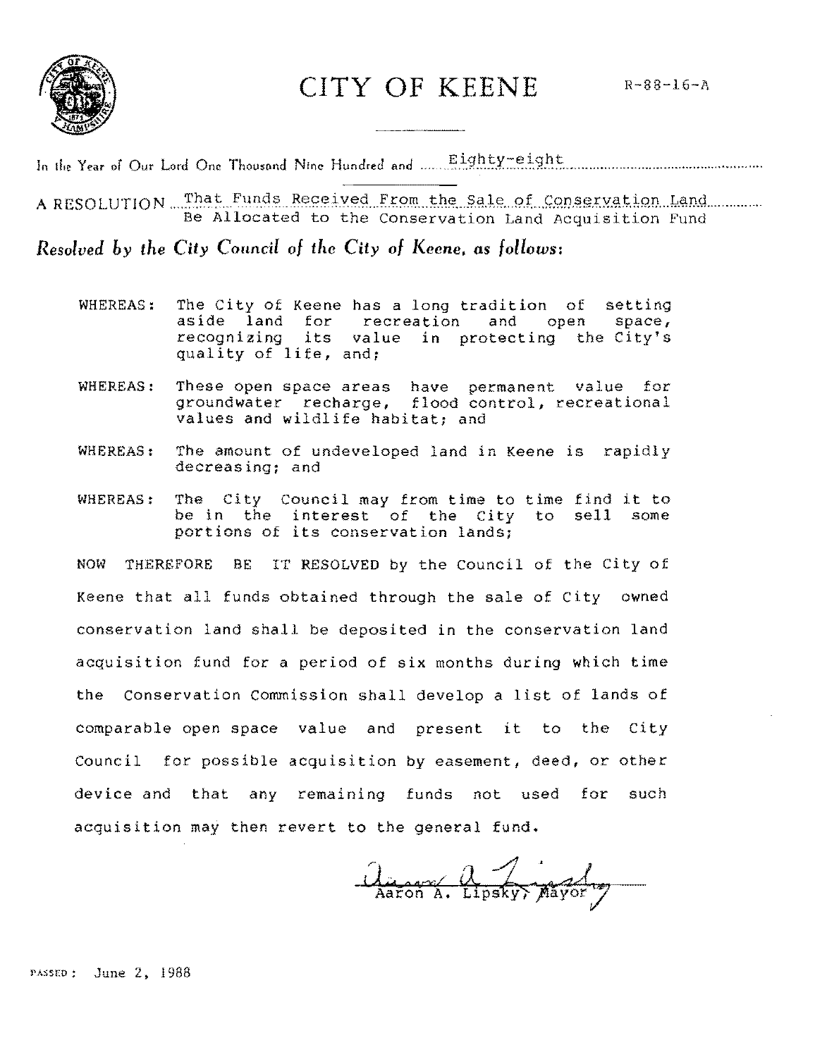# CITY OF KEENE

R-88-16-A

In the Year of Our Lord One Thousand Nine Hundred and Eighty-eight

A RESOLUTION That Funds Received From the Sale of Conservation Land Be Allocated to the Conservation Land Acquisition Fund

***Resolved by the City Council of the City of Keene, as follows:***

WHEREAS: The City of Keene has a long tradition of setting aside land for recreation and open space, recognizing its value in protecting the City's quality of life, and;

WHEREAS: These open space areas have permanent value for groundwater recharge, flood control, recreational values and wildlife habitat; and

WHEREAS: The amount of undeveloped land in Keene is rapidly decreasing; and

WHEREAS: The City Council may from time to time find it to be in the interest of the City to sell some portions of its conservation lands;

NOW THEREFORE BE IT RESOLVED by the Council of the City of Keene that all funds obtained through the sale of City owned conservation land shall be deposited in the conservation land acquisition fund for a period of six months during which time the Conservation Commission shall develop a list of lands of comparable open space value and present it to the City Council for possible acquisition by easement, deed, or other device and that any remaining funds not used for such acquisition may then revert to the general fund.

Aaron A. Lipsky, Mayor

PASSED: June 2, 1988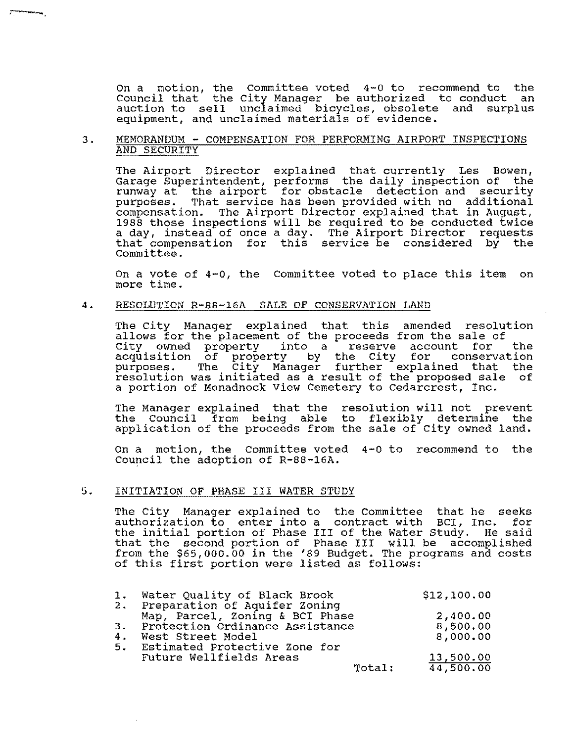On a motion, the Committee voted 4-0 to recommend to the Council that the City Manager be authorized to conduct an auction to sell unclaimed bicycles, obsolete and surplus equipment, and unclaimed materials of evidence.

3. MEMORANDUM - COMPENSATION FOR PERFORMING AIRPORT INSPECTIONS AND SECURITY

The Airport Director explained that currently Les Bowen, Garage Superintendent, performs the daily inspection of the runway at the airport for obstacle detection and security purposes. That service has been provided with no additional compensation. The Airport Director explained that in August, 1988 those inspections will be required to be conducted twice a day, instead of once a day. The Airport Director requests that compensation for this service be considered by the Committee.

On a vote of 4-0, the Committee voted to place this item on more time.

4. RESOLUTION R-88-16A SALE OF CONSERVATION LAND

The City Manager explained that this amended resolution allows for the placement of the proceeds from the sale of City owned property into a reserve account for the acquisition of property by the City for conservation purposes. The City Manager further explained that the resolution was initiated as a result of the proposed sale of a portion of Monadnock View Cemetery to Cedarcrest, Inc.

The Manager explained that the resolution will not prevent the Council from being able to flexibly determine the application of the proceeds from the sale of City owned land.

On a motion, the Committee voted 4-0 to recommend to the Council the adoption of R-88-16A.

5. INITIATION OF PHASE III WATER STUDY

The City Manager explained to the Committee that he seeks authorization to enter into a contract with BCI, Inc. for the initial portion of Phase III of the Water Study. He said that the second portion of Phase III will be accomplished from the $65,000.00 in the '89 Budget. The programs and costs of this first portion were listed as follows:

| | | |
|---|---|---|
| 1. | Water Quality of Black Brook | $12,100.00 |
| 2. | Preparation of Aquifer Zoning Map, Parcel, Zoning & BCI Phase | 2,400.00 |
| 3. | Protection Ordinance Assistance | 8,500.00 |
| 4. | West Street Model | 8,000.00 |
| 5. | Estimated Protective Zone for Future Wellfields Areas | 13,500.00 |
| | Total: | 44,500.00 |